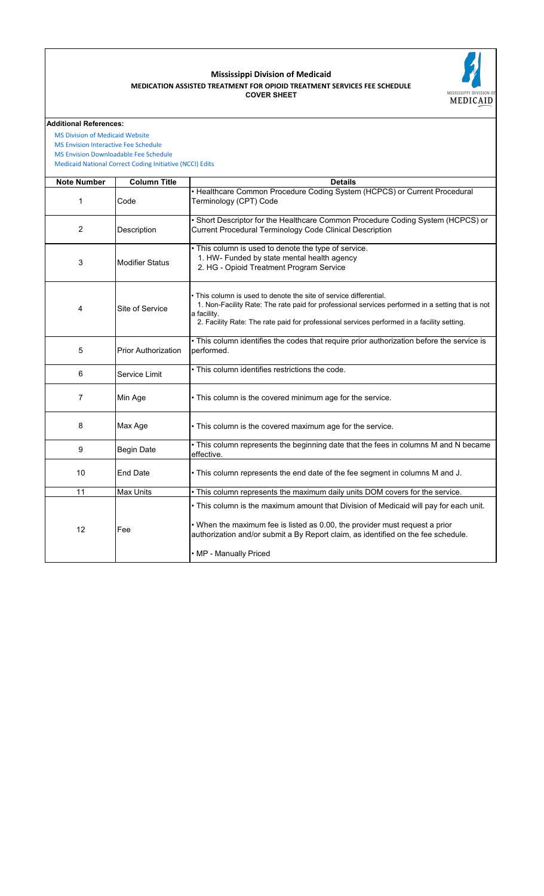# Mississippi Division of Medicaid

## MEDICATION ASSISTED TREATMENT FOR OPIOID TREATMENT SERVICES FEE SCHEDULE

### COVER SHEET

MISSISSIPPI DIVISION OF MEDICAID

**Additional References:**

MS Division of Medicaid Website
MS Envision Interactive Fee Schedule
MS Envision Downloadable Fee Schedule
Medicaid National Correct Coding Initiative (NCCI) Edits

| Note Number | Column Title | Details |
|---|---|---|
| 1 | Code | • Healthcare Common Procedure Coding System (HCPCS) or Current Procedural Terminology (CPT) Code |
| 2 | Description | • Short Descriptor for the Healthcare Common Procedure Coding System (HCPCS) or Current Procedural Terminology Code Clinical Description |
| 3 | Modifier Status | • This column is used to denote the type of service.<br>1. HW- Funded by state mental health agency<br>2. HG - Opioid Treatment Program Service |
| 4 | Site of Service | • This column is used to denote the site of service differential.<br>1. Non-Facility Rate: The rate paid for professional services performed in a setting that is not a facility.<br>2. Facility Rate: The rate paid for professional services performed in a facility setting. |
| 5 | Prior Authorization | • This column identifies the codes that require prior authorization before the service is performed. |
| 6 | Service Limit | • This column identifies restrictions the code. |
| 7 | Min Age | • This column is the covered minimum age for the service. |
| 8 | Max Age | • This column is the covered maximum age for the service. |
| 9 | Begin Date | • This column represents the beginning date that the fees in columns M and N became effective. |
| 10 | End Date | • This column represents the end date of the fee segment in columns M and J. |
| 11 | Max Units | • This column represents the maximum daily units DOM covers for the service. |
| 12 | Fee | • This column is the maximum amount that Division of Medicaid will pay for each unit.<br><br>• When the maximum fee is listed as 0.00, the provider must request a prior authorization and/or submit a By Report claim, as identified on the fee schedule.<br><br>• MP - Manually Priced |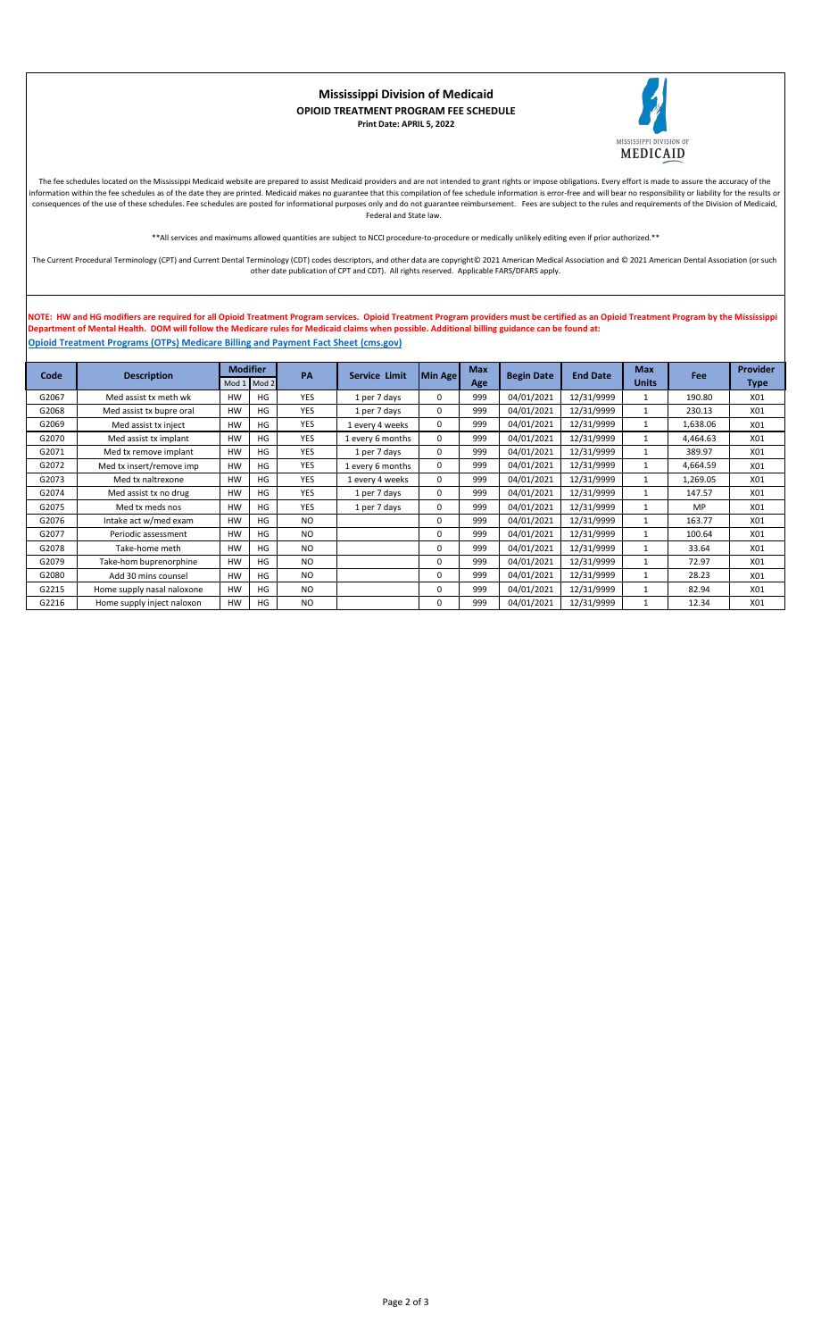# Mississippi Division of Medicaid

**OPIOID TREATMENT PROGRAM FEE SCHEDULE**

**Print Date: APRIL 5, 2022**

MISSISSIPPI DIVISION OF MEDICAID

The fee schedules located on the Mississippi Medicaid website are prepared to assist Medicaid providers and are not intended to grant rights or impose obligations. Every effort is made to assure the accuracy of the information within the fee schedules as of the date they are printed. Medicaid makes no guarantee that this compilation of fee schedule information is error-free and will bear no responsibility or liability for the results or consequences of the use of these schedules. Fee schedules are posted for informational purposes only and do not guarantee reimbursement. Fees are subject to the rules and requirements of the Division of Medicaid, Federal and State law.

**All services and maximums allowed quantities are subject to NCCI procedure-to-procedure or medically unlikely editing even if prior authorized.**

The Current Procedural Terminology (CPT) and Current Dental Terminology (CDT) codes descriptors, and other data are copyright© 2021 American Medical Association and © 2021 American Dental Association (or such other date publication of CPT and CDT). All rights reserved. Applicable FARS/DFARS apply.

**NOTE: HW and HG modifiers are required for all Opioid Treatment Program services. Opioid Treatment Program providers must be certified as an Opioid Treatment Program by the Mississippi Department of Mental Health. DOM will follow the Medicare rules for Medicaid claims when possible. Additional billing guidance can be found at:**
**Opioid Treatment Programs (OTPs) Medicare Billing and Payment Fact Sheet (cms.gov)**

| Code | Description | Modifier | | PA | Service Limit | Min Age | Max Age | Begin Date | End Date | Max Units | Fee | Provider Type |
|---|---|---|---|---|---|---|---|---|---|---|---|---|
| | | Mod 1 | Mod 2 | | | | | | | | | |
| G2067 | Med assist tx meth wk | HW | HG | YES | 1 per 7 days | 0 | 999 | 04/01/2021 | 12/31/9999 | 1 | 190.80 | X01 |
| G2068 | Med assist tx bupre oral | HW | HG | YES | 1 per 7 days | 0 | 999 | 04/01/2021 | 12/31/9999 | 1 | 230.13 | X01 |
| G2069 | Med assist tx inject | HW | HG | YES | 1 every 4 weeks | 0 | 999 | 04/01/2021 | 12/31/9999 | 1 | 1,638.06 | X01 |
| G2070 | Med assist tx implant | HW | HG | YES | 1 every 6 months | 0 | 999 | 04/01/2021 | 12/31/9999 | 1 | 4,464.63 | X01 |
| G2071 | Med tx remove implant | HW | HG | YES | 1 per 7 days | 0 | 999 | 04/01/2021 | 12/31/9999 | 1 | 389.97 | X01 |
| G2072 | Med tx insert/remove imp | HW | HG | YES | 1 every 6 months | 0 | 999 | 04/01/2021 | 12/31/9999 | 1 | 4,664.59 | X01 |
| G2073 | Med tx naltrexone | HW | HG | YES | 1 every 4 weeks | 0 | 999 | 04/01/2021 | 12/31/9999 | 1 | 1,269.05 | X01 |
| G2074 | Med assist tx no drug | HW | HG | YES | 1 per 7 days | 0 | 999 | 04/01/2021 | 12/31/9999 | 1 | 147.57 | X01 |
| G2075 | Med tx meds nos | HW | HG | YES | 1 per 7 days | 0 | 999 | 04/01/2021 | 12/31/9999 | 1 | MP | X01 |
| G2076 | Intake act w/med exam | HW | HG | NO | | 0 | 999 | 04/01/2021 | 12/31/9999 | 1 | 163.77 | X01 |
| G2077 | Periodic assessment | HW | HG | NO | | 0 | 999 | 04/01/2021 | 12/31/9999 | 1 | 100.64 | X01 |
| G2078 | Take-home meth | HW | HG | NO | | 0 | 999 | 04/01/2021 | 12/31/9999 | 1 | 33.64 | X01 |
| G2079 | Take-hom buprenorphine | HW | HG | NO | | 0 | 999 | 04/01/2021 | 12/31/9999 | 1 | 72.97 | X01 |
| G2080 | Add 30 mins counsel | HW | HG | NO | | 0 | 999 | 04/01/2021 | 12/31/9999 | 1 | 28.23 | X01 |
| G2215 | Home supply nasal naloxone | HW | HG | NO | | 0 | 999 | 04/01/2021 | 12/31/9999 | 1 | 82.94 | X01 |
| G2216 | Home supply inject naloxon | HW | HG | NO | | 0 | 999 | 04/01/2021 | 12/31/9999 | 1 | 12.34 | X01 |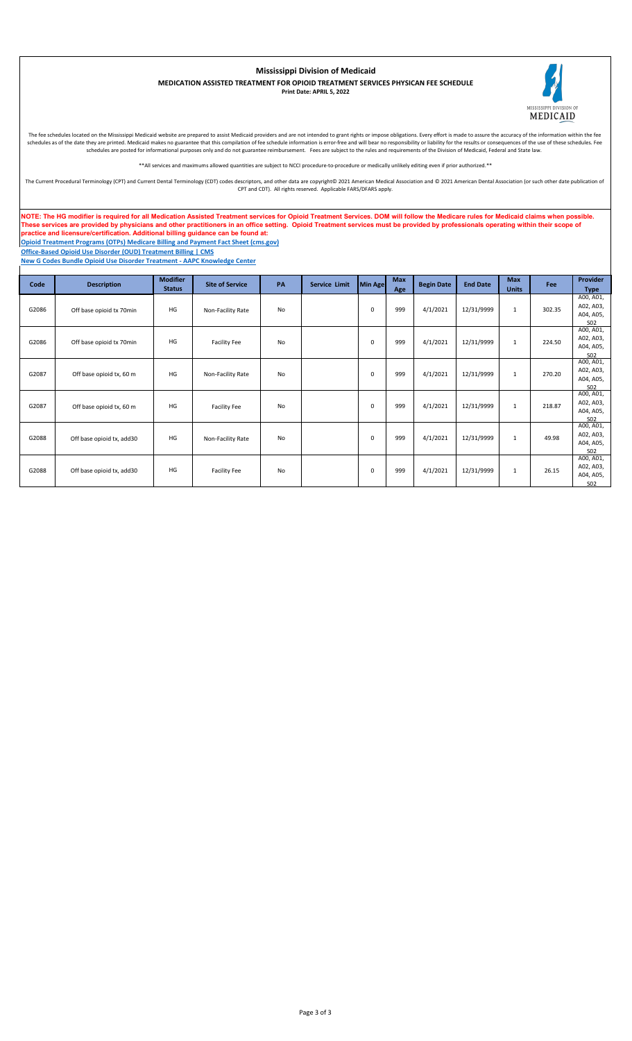# Mississippi Division of Medicaid

## MEDICATION ASSISTED TREATMENT FOR OPIOID TREATMENT SERVICES PHYSICAN FEE SCHEDULE

**Print Date: APRIL 5, 2022**

MISSISSIPPI DIVISION OF MEDICAID

The fee schedules located on the Mississippi Medicaid website are prepared to assist Medicaid providers and are not intended to grant rights or impose obligations. Every effort is made to assure the accuracy of the information within the fee schedules as of the date they are printed. Medicaid makes no guarantee that this compilation of fee schedule information is error-free and will bear no responsibility or liability for the results or consequences of the use of these schedules. Fee schedules are posted for informational purposes only and do not guarantee reimbursement. Fees are subject to the rules and requirements of the Division of Medicaid, Federal and State law.

**All services and maximums allowed quantities are subject to NCCI procedure-to-procedure or medically unlikely editing even if prior authorized.**

The Current Procedural Terminology (CPT) and Current Dental Terminology (CDT) codes descriptors, and other data are copyright© 2021 American Medical Association and © 2021 American Dental Association (or such other date publication of CPT and CDT). All rights reserved. Applicable FARS/DFARS apply.

**NOTE: The HG modifier is required for all Medication Assisted Treatment services for Opioid Treatment Services. DOM will follow the Medicare rules for Medicaid claims when possible. These services are provided by physicians and other practitioners in an office setting. Opioid Treatment services must be provided by professionals operating within their scope of practice and licensure/certification. Additional billing guidance can be found at:**

**Opioid Treatment Programs (OTPs) Medicare Billing and Payment Fact Sheet (cms.gov)**

**Office-Based Opioid Use Disorder (OUD) Treatment Billing | CMS**

**New G Codes Bundle Opioid Use Disorder Treatment - AAPC Knowledge Center**

| Code | Description | Modifier Status | Site of Service | PA | Service Limit | Min Age | Max Age | Begin Date | End Date | Max Units | Fee | Provider Type |
|---|---|---|---|---|---|---|---|---|---|---|---|---|
| G2086 | Off base opioid tx 70min | HG | Non-Facility Rate | No | | 0 | 999 | 4/1/2021 | 12/31/9999 | 1 | 302.35 | A00, A01, A02, A03, A04, A05, S02 |
| G2086 | Off base opioid tx 70min | HG | Facility Fee | No | | 0 | 999 | 4/1/2021 | 12/31/9999 | 1 | 224.50 | A00, A01, A02, A03, A04, A05, S02 |
| G2087 | Off base opioid tx, 60 m | HG | Non-Facility Rate | No | | 0 | 999 | 4/1/2021 | 12/31/9999 | 1 | 270.20 | A00, A01, A02, A03, A04, A05, S02 |
| G2087 | Off base opioid tx, 60 m | HG | Facility Fee | No | | 0 | 999 | 4/1/2021 | 12/31/9999 | 1 | 218.87 | A00, A01, A02, A03, A04, A05, S02 |
| G2088 | Off base opioid tx, add30 | HG | Non-Facility Rate | No | | 0 | 999 | 4/1/2021 | 12/31/9999 | 1 | 49.98 | A00, A01, A02, A03, A04, A05, S02 |
| G2088 | Off base opioid tx, add30 | HG | Facility Fee | No | | 0 | 999 | 4/1/2021 | 12/31/9999 | 1 | 26.15 | A00, A01, A02, A03, A04, A05, S02 |